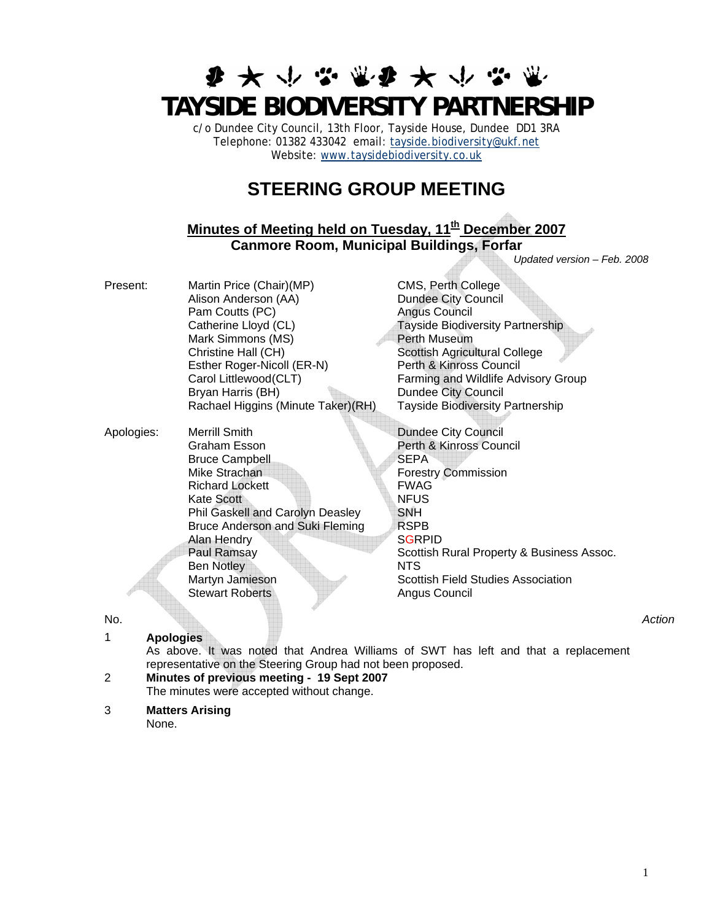# TAYSIDE BIODIVERSITY PARTNERSHIP

c/o Dundee City Council, 13th Floor, Tayside House, Dundee DD1 3RA
Telephone: 01382 433042 email: tayside.biodiversity@ukf.net
Website: www.taysidebiodiversity.co.uk

## STEERING GROUP MEETING

### Minutes of Meeting held on Tuesday, 11th December 2007
### Canmore Room, Municipal Buildings, Forfar

*Updated version – Feb. 2008*

| | | |
|---|---|---|
| Present: | Martin Price (Chair)(MP) | CMS, Perth College |
| | Alison Anderson (AA) | Dundee City Council |
| | Pam Coutts (PC) | Angus Council |
| | Catherine Lloyd (CL) | Tayside Biodiversity Partnership |
| | Mark Simmons (MS) | Perth Museum |
| | Christine Hall (CH) | Scottish Agricultural College |
| | Esther Roger-Nicoll (ER-N) | Perth & Kinross Council |
| | Carol Littlewood(CLT) | Farming and Wildlife Advisory Group |
| | Bryan Harris (BH) | Dundee City Council |
| | Rachael Higgins (Minute Taker)(RH) | Tayside Biodiversity Partnership |
| Apologies: | Merrill Smith | Dundee City Council |
| | Graham Esson | Perth & Kinross Council |
| | Bruce Campbell | SEPA |
| | Mike Strachan | Forestry Commission |
| | Richard Lockett | FWAG |
| | Kate Scott | NFUS |
| | Phil Gaskell and Carolyn Deasley | SNH |
| | Bruce Anderson and Suki Fleming | RSPB |
| | Alan Hendry | SGRPID |
| | Paul Ramsay | Scottish Rural Property & Business Assoc. |
| | Ben Notley | NTS |
| | Martyn Jamieson | Scottish Field Studies Association |
| | Stewart Roberts | Angus Council |

No. *Action*

1 **Apologies**
As above. It was noted that Andrea Williams of SWT has left and that a replacement representative on the Steering Group had not been proposed.

2 **Minutes of previous meeting - 19 Sept 2007**
The minutes were accepted without change.

3 **Matters Arising**
None.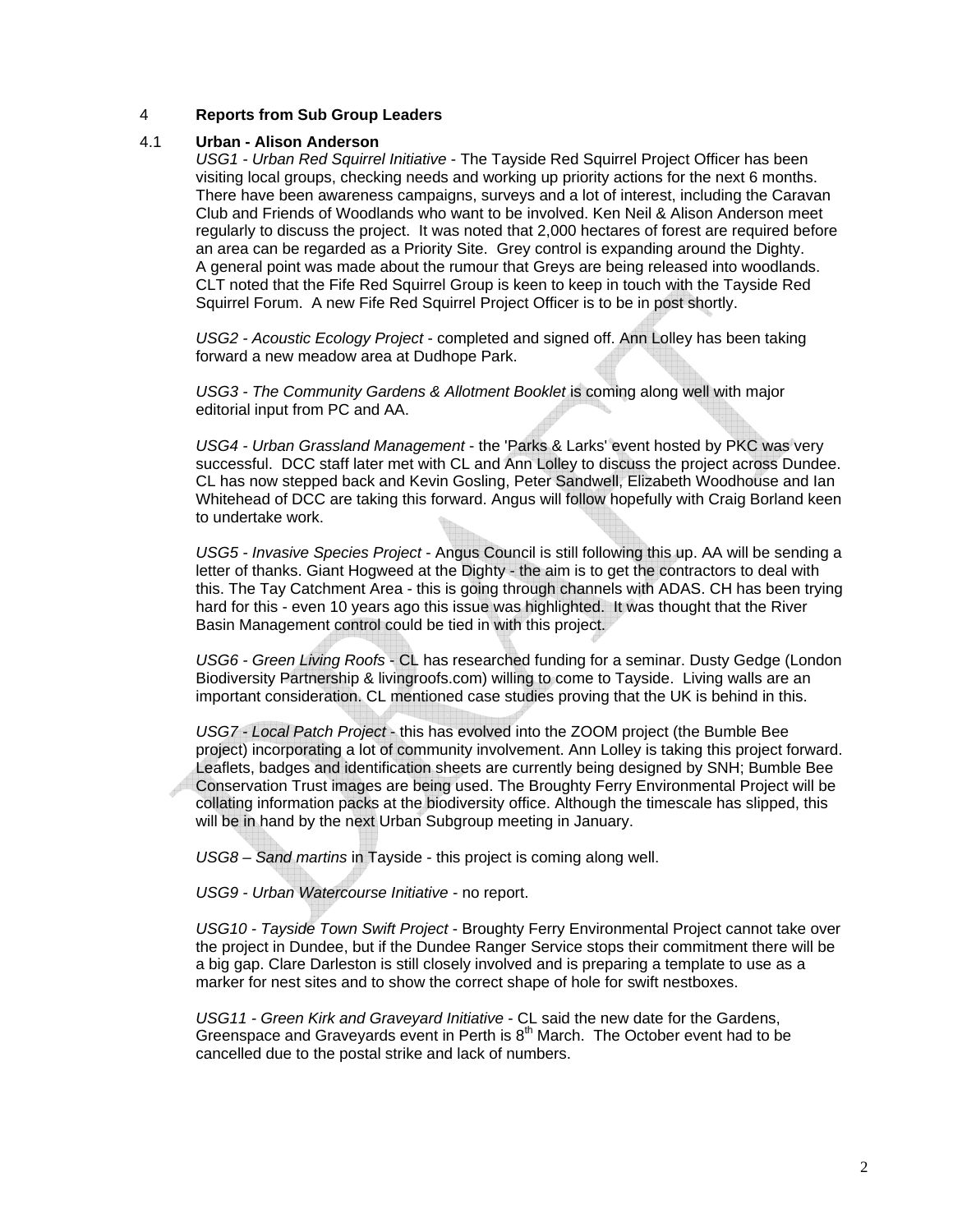## 4 Reports from Sub Group Leaders

### 4.1 Urban - Alison Anderson

*USG1 - Urban Red Squirrel Initiative* - The Tayside Red Squirrel Project Officer has been visiting local groups, checking needs and working up priority actions for the next 6 months. There have been awareness campaigns, surveys and a lot of interest, including the Caravan Club and Friends of Woodlands who want to be involved. Ken Neil & Alison Anderson meet regularly to discuss the project. It was noted that 2,000 hectares of forest are required before an area can be regarded as a Priority Site. Grey control is expanding around the Dighty. A general point was made about the rumour that Greys are being released into woodlands. CLT noted that the Fife Red Squirrel Group is keen to keep in touch with the Tayside Red Squirrel Forum. A new Fife Red Squirrel Project Officer is to be in post shortly.

*USG2 - Acoustic Ecology Project* - completed and signed off. Ann Lolley has been taking forward a new meadow area at Dudhope Park.

*USG3 - The Community Gardens & Allotment Booklet* is coming along well with major editorial input from PC and AA.

*USG4 - Urban Grassland Management* - the 'Parks & Larks' event hosted by PKC was very successful. DCC staff later met with CL and Ann Lolley to discuss the project across Dundee. CL has now stepped back and Kevin Gosling, Peter Sandwell, Elizabeth Woodhouse and Ian Whitehead of DCC are taking this forward. Angus will follow hopefully with Craig Borland keen to undertake work.

*USG5 - Invasive Species Project* - Angus Council is still following this up. AA will be sending a letter of thanks. Giant Hogweed at the Dighty - the aim is to get the contractors to deal with this. The Tay Catchment Area - this is going through channels with ADAS. CH has been trying hard for this - even 10 years ago this issue was highlighted. It was thought that the River Basin Management control could be tied in with this project.

*USG6 - Green Living Roofs* - CL has researched funding for a seminar. Dusty Gedge (London Biodiversity Partnership & livingroofs.com) willing to come to Tayside. Living walls are an important consideration. CL mentioned case studies proving that the UK is behind in this.

*USG7 - Local Patch Project* - this has evolved into the ZOOM project (the Bumble Bee project) incorporating a lot of community involvement. Ann Lolley is taking this project forward. Leaflets, badges and identification sheets are currently being designed by SNH; Bumble Bee Conservation Trust images are being used. The Broughty Ferry Environmental Project will be collating information packs at the biodiversity office. Although the timescale has slipped, this will be in hand by the next Urban Subgroup meeting in January.

*USG8 – Sand martins* in Tayside - this project is coming along well.

*USG9 - Urban Watercourse Initiative* - no report.

*USG10 - Tayside Town Swift Project* - Broughty Ferry Environmental Project cannot take over the project in Dundee, but if the Dundee Ranger Service stops their commitment there will be a big gap. Clare Darleston is still closely involved and is preparing a template to use as a marker for nest sites and to show the correct shape of hole for swift nestboxes.

*USG11 - Green Kirk and Graveyard Initiative* - CL said the new date for the Gardens, Greenspace and Graveyards event in Perth is 8th March. The October event had to be cancelled due to the postal strike and lack of numbers.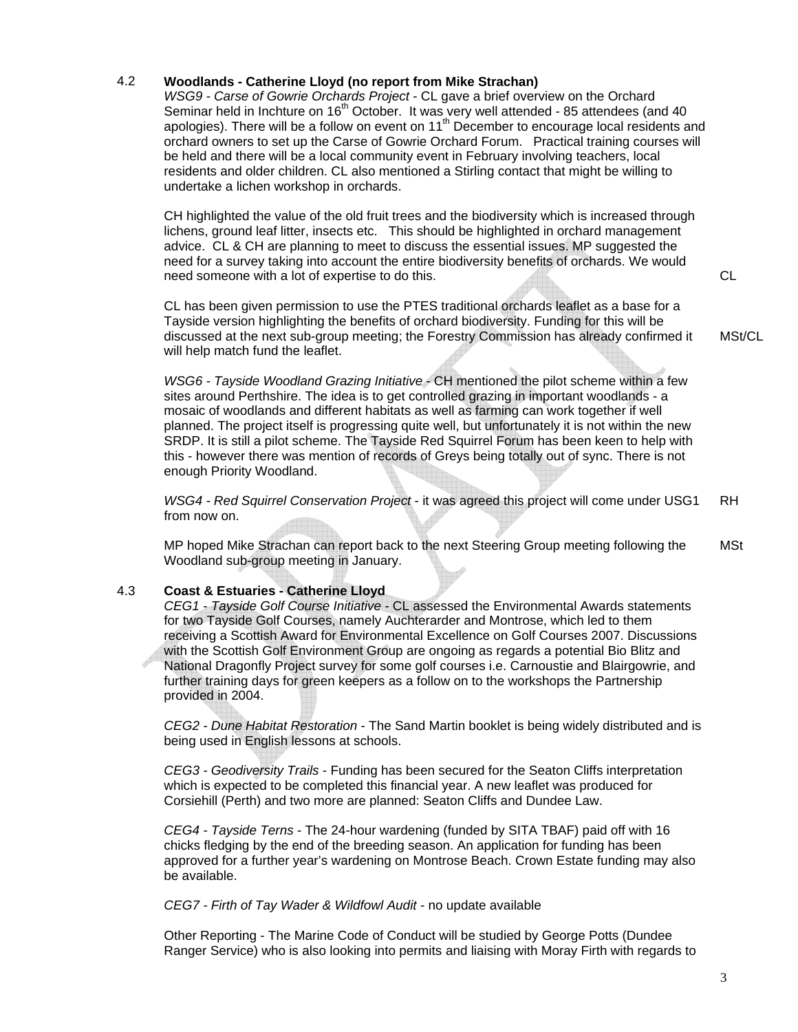### 4.2 Woodlands - Catherine Lloyd (no report from Mike Strachan)

*WSG9 - Carse of Gowrie Orchards Project* - CL gave a brief overview on the Orchard Seminar held in Inchture on 16th October. It was very well attended - 85 attendees (and 40 apologies). There will be a follow on event on 11th December to encourage local residents and orchard owners to set up the Carse of Gowrie Orchard Forum. Practical training courses will be held and there will be a local community event in February involving teachers, local residents and older children. CL also mentioned a Stirling contact that might be willing to undertake a lichen workshop in orchards.

CH highlighted the value of the old fruit trees and the biodiversity which is increased through lichens, ground leaf litter, insects etc. This should be highlighted in orchard management advice. CL & CH are planning to meet to discuss the essential issues. MP suggested the need for a survey taking into account the entire biodiversity benefits of orchards. We would need someone with a lot of expertise to do this. **CL**

CL has been given permission to use the PTES traditional orchards leaflet as a base for a Tayside version highlighting the benefits of orchard biodiversity. Funding for this will be discussed at the next sub-group meeting; the Forestry Commission has already confirmed it will help match fund the leaflet. **MSt/CL**

*WSG6 - Tayside Woodland Grazing Initiative* - CH mentioned the pilot scheme within a few sites around Perthshire. The idea is to get controlled grazing in important woodlands - a mosaic of woodlands and different habitats as well as farming can work together if well planned. The project itself is progressing quite well, but unfortunately it is not within the new SRDP. It is still a pilot scheme. The Tayside Red Squirrel Forum has been keen to help with this - however there was mention of records of Greys being totally out of sync. There is not enough Priority Woodland.

*WSG4 - Red Squirrel Conservation Project* - it was agreed this project will come under USG1 from now on. **RH**

MP hoped Mike Strachan can report back to the next Steering Group meeting following the Woodland sub-group meeting in January. **MSt**

### 4.3 Coast & Estuaries - Catherine Lloyd

*CEG1 - Tayside Golf Course Initiative* - CL assessed the Environmental Awards statements for two Tayside Golf Courses, namely Auchterarder and Montrose, which led to them receiving a Scottish Award for Environmental Excellence on Golf Courses 2007. Discussions with the Scottish Golf Environment Group are ongoing as regards a potential Bio Blitz and National Dragonfly Project survey for some golf courses i.e. Carnoustie and Blairgowrie, and further training days for green keepers as a follow on to the workshops the Partnership provided in 2004.

*CEG2 - Dune Habitat Restoration* - The Sand Martin booklet is being widely distributed and is being used in English lessons at schools.

*CEG3 - Geodiversity Trails* - Funding has been secured for the Seaton Cliffs interpretation which is expected to be completed this financial year. A new leaflet was produced for Corsiehill (Perth) and two more are planned: Seaton Cliffs and Dundee Law.

*CEG4 - Tayside Terns* - The 24-hour wardening (funded by SITA TBAF) paid off with 16 chicks fledging by the end of the breeding season. An application for funding has been approved for a further year's wardening on Montrose Beach. Crown Estate funding may also be available.

*CEG7 - Firth of Tay Wader & Wildfowl Audit* - no update available

Other Reporting - The Marine Code of Conduct will be studied by George Potts (Dundee Ranger Service) who is also looking into permits and liaising with Moray Firth with regards to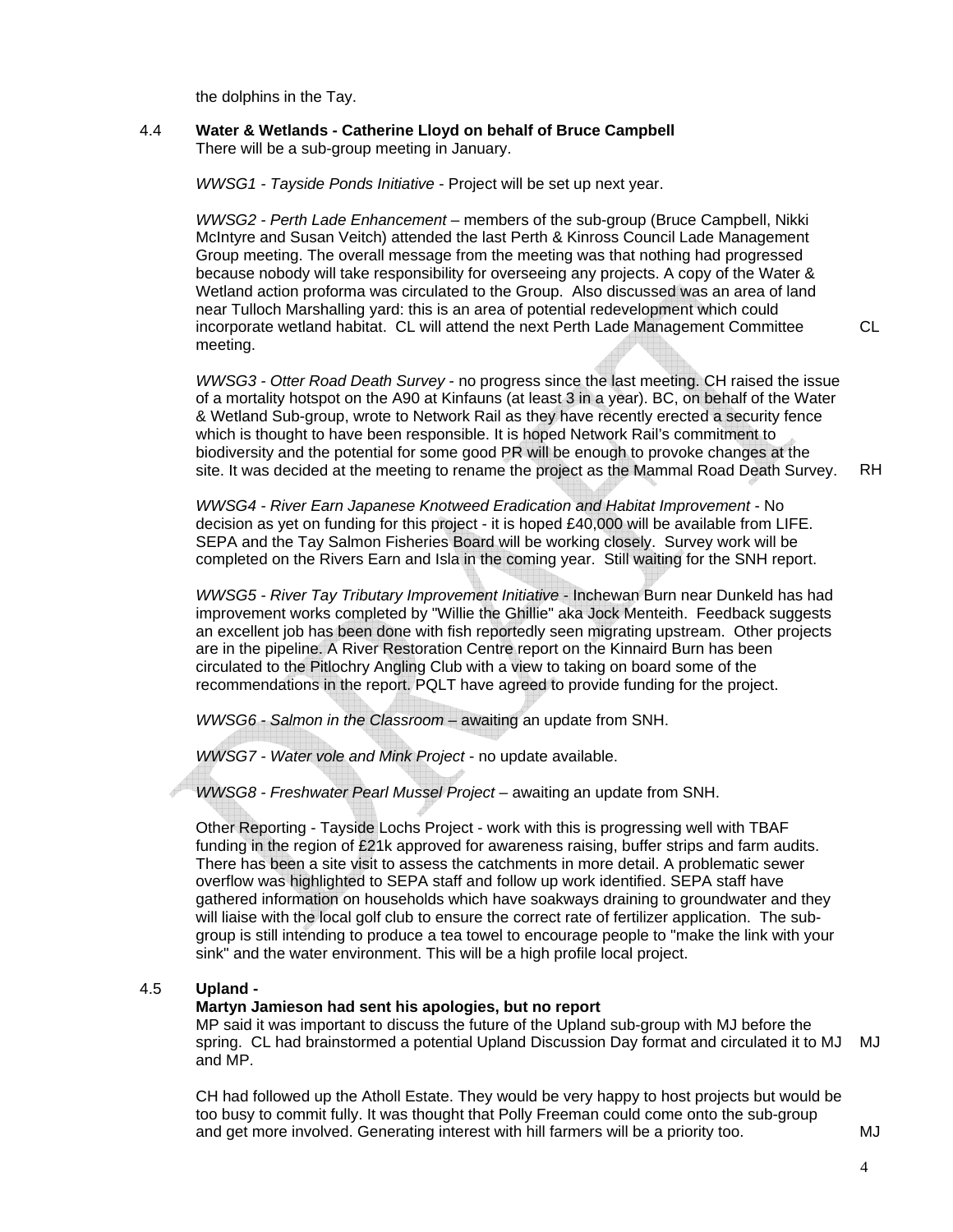the dolphins in the Tay.

### 4.4 Water & Wetlands - Catherine Lloyd on behalf of Bruce Campbell

There will be a sub-group meeting in January.

*WWSG1 - Tayside Ponds Initiative* - Project will be set up next year.

*WWSG2 - Perth Lade Enhancement* – members of the sub-group (Bruce Campbell, Nikki McIntyre and Susan Veitch) attended the last Perth & Kinross Council Lade Management Group meeting. The overall message from the meeting was that nothing had progressed because nobody will take responsibility for overseeing any projects. A copy of the Water & Wetland action proforma was circulated to the Group. Also discussed was an area of land near Tulloch Marshalling yard: this is an area of potential redevelopment which could incorporate wetland habitat. CL will attend the next Perth Lade Management Committee meeting. **CL**

*WWSG3 - Otter Road Death Survey* - no progress since the last meeting. CH raised the issue of a mortality hotspot on the A90 at Kinfauns (at least 3 in a year). BC, on behalf of the Water & Wetland Sub-group, wrote to Network Rail as they have recently erected a security fence which is thought to have been responsible. It is hoped Network Rail's commitment to biodiversity and the potential for some good PR will be enough to provoke changes at the site. It was decided at the meeting to rename the project as the Mammal Road Death Survey. **RH**

*WWSG4 - River Earn Japanese Knotweed Eradication and Habitat Improvement* - No decision as yet on funding for this project - it is hoped £40,000 will be available from LIFE. SEPA and the Tay Salmon Fisheries Board will be working closely. Survey work will be completed on the Rivers Earn and Isla in the coming year. Still waiting for the SNH report.

*WWSG5 - River Tay Tributary Improvement Initiative* - Inchewan Burn near Dunkeld has had improvement works completed by "Willie the Ghillie" aka Jock Menteith. Feedback suggests an excellent job has been done with fish reportedly seen migrating upstream. Other projects are in the pipeline. A River Restoration Centre report on the Kinnaird Burn has been circulated to the Pitlochry Angling Club with a view to taking on board some of the recommendations in the report. PQLT have agreed to provide funding for the project.

*WWSG6 - Salmon in the Classroom* – awaiting an update from SNH.

*WWSG7 - Water vole and Mink Project* - no update available.

*WWSG8 - Freshwater Pearl Mussel Project* – awaiting an update from SNH.

Other Reporting - Tayside Lochs Project - work with this is progressing well with TBAF funding in the region of £21k approved for awareness raising, buffer strips and farm audits. There has been a site visit to assess the catchments in more detail. A problematic sewer overflow was highlighted to SEPA staff and follow up work identified. SEPA staff have gathered information on households which have soakways draining to groundwater and they will liaise with the local golf club to ensure the correct rate of fertilizer application. The sub-group is still intending to produce a tea towel to encourage people to "make the link with your sink" and the water environment. This will be a high profile local project.

### 4.5 Upland -

**Martyn Jamieson had sent his apologies, but no report**

MP said it was important to discuss the future of the Upland sub-group with MJ before the spring. CL had brainstormed a potential Upland Discussion Day format and circulated it to MJ and MP. **MJ**

CH had followed up the Atholl Estate. They would be very happy to host projects but would be too busy to commit fully. It was thought that Polly Freeman could come onto the sub-group and get more involved. Generating interest with hill farmers will be a priority too. **MJ**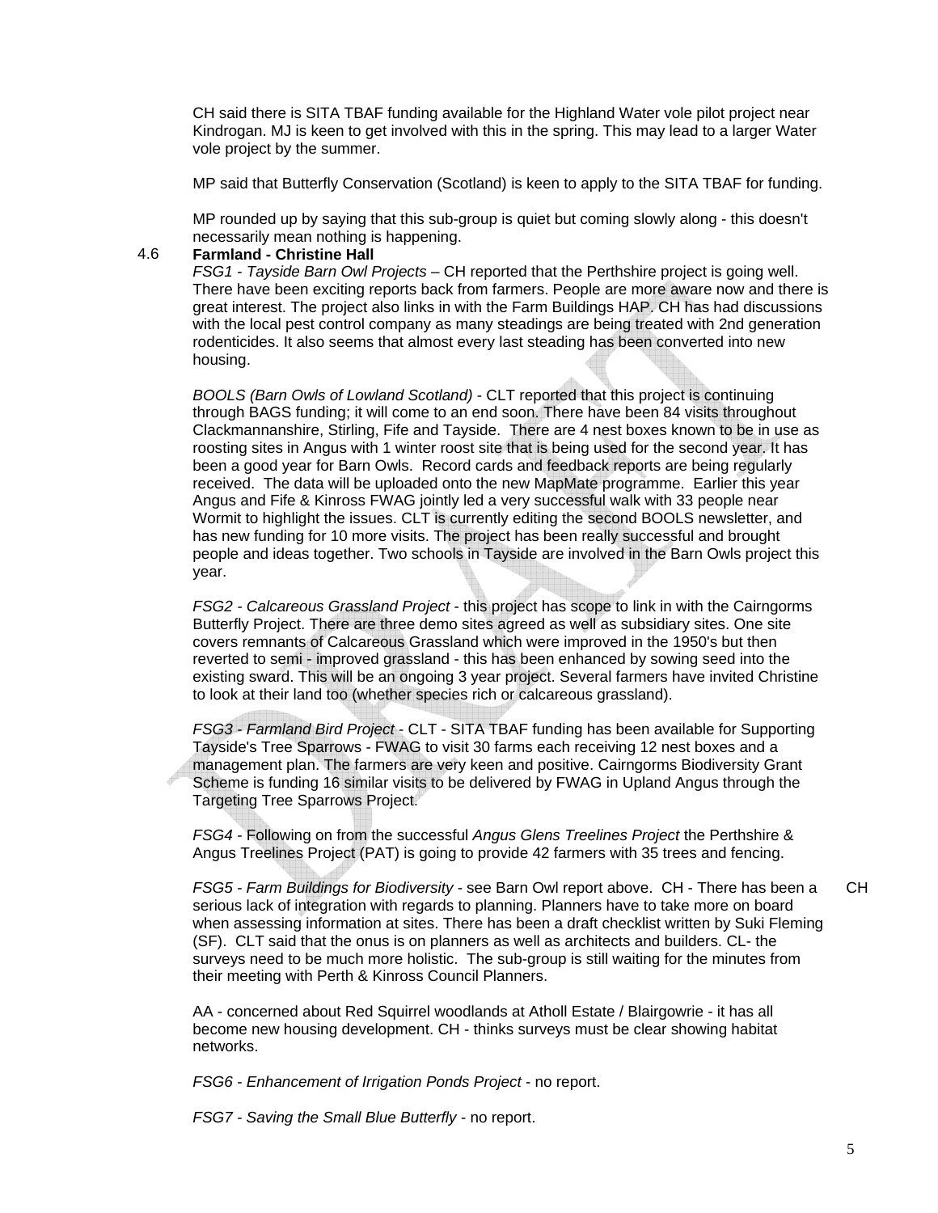CH said there is SITA TBAF funding available for the Highland Water vole pilot project near Kindrogan. MJ is keen to get involved with this in the spring. This may lead to a larger Water vole project by the summer.

MP said that Butterfly Conservation (Scotland) is keen to apply to the SITA TBAF for funding.

MP rounded up by saying that this sub-group is quiet but coming slowly along - this doesn't necessarily mean nothing is happening.

### 4.6 Farmland - Christine Hall

*FSG1 - Tayside Barn Owl Projects* – CH reported that the Perthshire project is going well. There have been exciting reports back from farmers. People are more aware now and there is great interest. The project also links in with the Farm Buildings HAP. CH has had discussions with the local pest control company as many steadings are being treated with 2nd generation rodenticides. It also seems that almost every last steading has been converted into new housing.

*BOOLS (Barn Owls of Lowland Scotland)* - CLT reported that this project is continuing through BAGS funding; it will come to an end soon. There have been 84 visits throughout Clackmannanshire, Stirling, Fife and Tayside. There are 4 nest boxes known to be in use as roosting sites in Angus with 1 winter roost site that is being used for the second year. It has been a good year for Barn Owls. Record cards and feedback reports are being regularly received. The data will be uploaded onto the new MapMate programme. Earlier this year Angus and Fife & Kinross FWAG jointly led a very successful walk with 33 people near Wormit to highlight the issues. CLT is currently editing the second BOOLS newsletter, and has new funding for 10 more visits. The project has been really successful and brought people and ideas together. Two schools in Tayside are involved in the Barn Owls project this year.

*FSG2 - Calcareous Grassland Project* - this project has scope to link in with the Cairngorms Butterfly Project. There are three demo sites agreed as well as subsidiary sites. One site covers remnants of Calcareous Grassland which were improved in the 1950's but then reverted to semi - improved grassland - this has been enhanced by sowing seed into the existing sward. This will be an ongoing 3 year project. Several farmers have invited Christine to look at their land too (whether species rich or calcareous grassland).

*FSG3 - Farmland Bird Project* - CLT - SITA TBAF funding has been available for Supporting Tayside's Tree Sparrows - FWAG to visit 30 farms each receiving 12 nest boxes and a management plan. The farmers are very keen and positive. Cairngorms Biodiversity Grant Scheme is funding 16 similar visits to be delivered by FWAG in Upland Angus through the Targeting Tree Sparrows Project.

*FSG4* - Following on from the successful *Angus Glens Treelines Project* the Perthshire & Angus Treelines Project (PAT) is going to provide 42 farmers with 35 trees and fencing.

*FSG5 - Farm Buildings for Biodiversity* - see Barn Owl report above. CH - There has been a serious lack of integration with regards to planning. Planners have to take more on board when assessing information at sites. There has been a draft checklist written by Suki Fleming (SF). CLT said that the onus is on planners as well as architects and builders. CL- the surveys need to be much more holistic. The sub-group is still waiting for the minutes from their meeting with Perth & Kinross Council Planners. **CH**

AA - concerned about Red Squirrel woodlands at Atholl Estate / Blairgowrie - it has all become new housing development. CH - thinks surveys must be clear showing habitat networks.

*FSG6 - Enhancement of Irrigation Ponds Project* - no report.

*FSG7 - Saving the Small Blue Butterfly* - no report.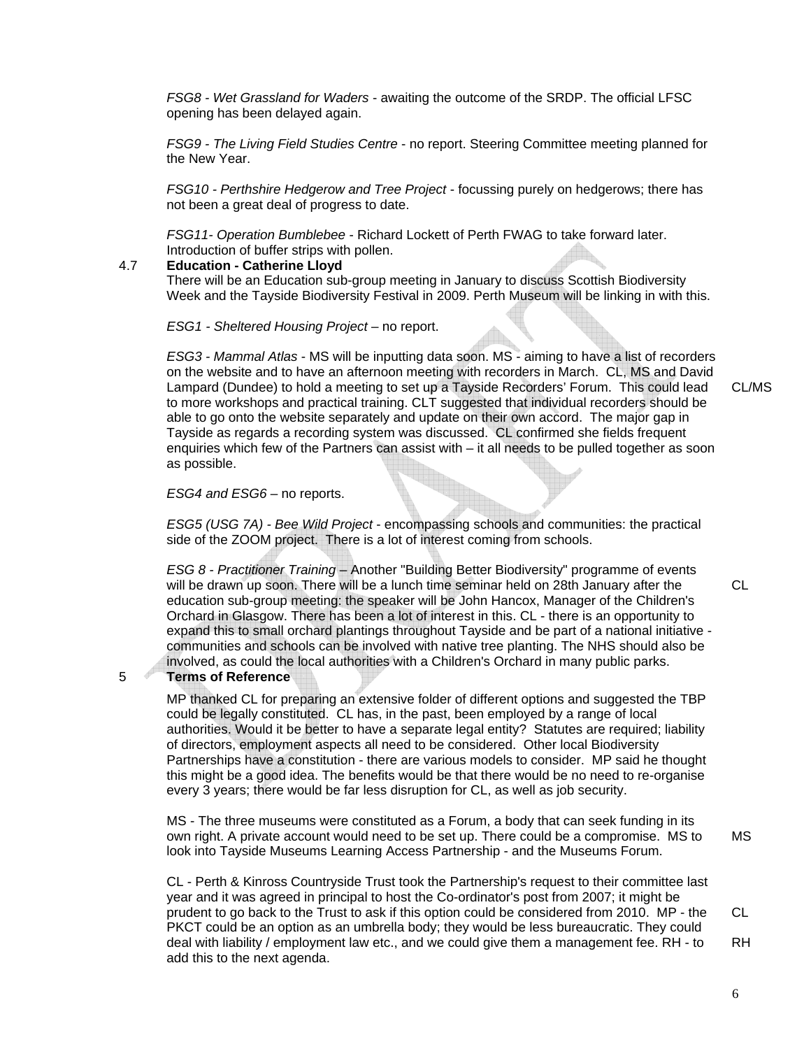*FSG8 - Wet Grassland for Waders* - awaiting the outcome of the SRDP. The official LFSC opening has been delayed again.

*FSG9 - The Living Field Studies Centre* - no report. Steering Committee meeting planned for the New Year.

*FSG10 - Perthshire Hedgerow and Tree Project* - focussing purely on hedgerows; there has not been a great deal of progress to date.

*FSG11- Operation Bumblebee* - Richard Lockett of Perth FWAG to take forward later. Introduction of buffer strips with pollen.

4.7 **Education - Catherine Lloyd**

There will be an Education sub-group meeting in January to discuss Scottish Biodiversity Week and the Tayside Biodiversity Festival in 2009. Perth Museum will be linking in with this.

*ESG1 - Sheltered Housing Project* – no report.

*ESG3 - Mammal Atlas* - MS will be inputting data soon. MS - aiming to have a list of recorders on the website and to have an afternoon meeting with recorders in March. CL, MS and David Lampard (Dundee) to hold a meeting to set up a Tayside Recorders' Forum. This could lead to more workshops and practical training. CLT suggested that individual recorders should be able to go onto the website separately and update on their own accord. The major gap in Tayside as regards a recording system was discussed. CL confirmed she fields frequent enquiries which few of the Partners can assist with – it all needs to be pulled together as soon as possible. **CL/MS**

*ESG4 and ESG6* – no reports.

*ESG5 (USG 7A) - Bee Wild Project* - encompassing schools and communities: the practical side of the ZOOM project. There is a lot of interest coming from schools.

*ESG 8 - Practitioner Training* – Another "Building Better Biodiversity" programme of events will be drawn up soon. There will be a lunch time seminar held on 28th January after the education sub-group meeting: the speaker will be John Hancox, Manager of the Children's Orchard in Glasgow. There has been a lot of interest in this. CL - there is an opportunity to expand this to small orchard plantings throughout Tayside and be part of a national initiative - communities and schools can be involved with native tree planting. The NHS should also be involved, as could the local authorities with a Children's Orchard in many public parks. **CL**

5 **Terms of Reference**

MP thanked CL for preparing an extensive folder of different options and suggested the TBP could be legally constituted. CL has, in the past, been employed by a range of local authorities. Would it be better to have a separate legal entity? Statutes are required; liability of directors, employment aspects all need to be considered. Other local Biodiversity Partnerships have a constitution - there are various models to consider. MP said he thought this might be a good idea. The benefits would be that there would be no need to re-organise every 3 years; there would be far less disruption for CL, as well as job security.

MS - The three museums were constituted as a Forum, a body that can seek funding in its own right. A private account would need to be set up. There could be a compromise. MS to look into Tayside Museums Learning Access Partnership - and the Museums Forum. **MS**

CL - Perth & Kinross Countryside Trust took the Partnership's request to their committee last year and it was agreed in principal to host the Co-ordinator's post from 2007; it might be prudent to go back to the Trust to ask if this option could be considered from 2010. MP - the PKCT could be an option as an umbrella body; they would be less bureaucratic. They could deal with liability / employment law etc., and we could give them a management fee. RH - to add this to the next agenda. **CL** **RH**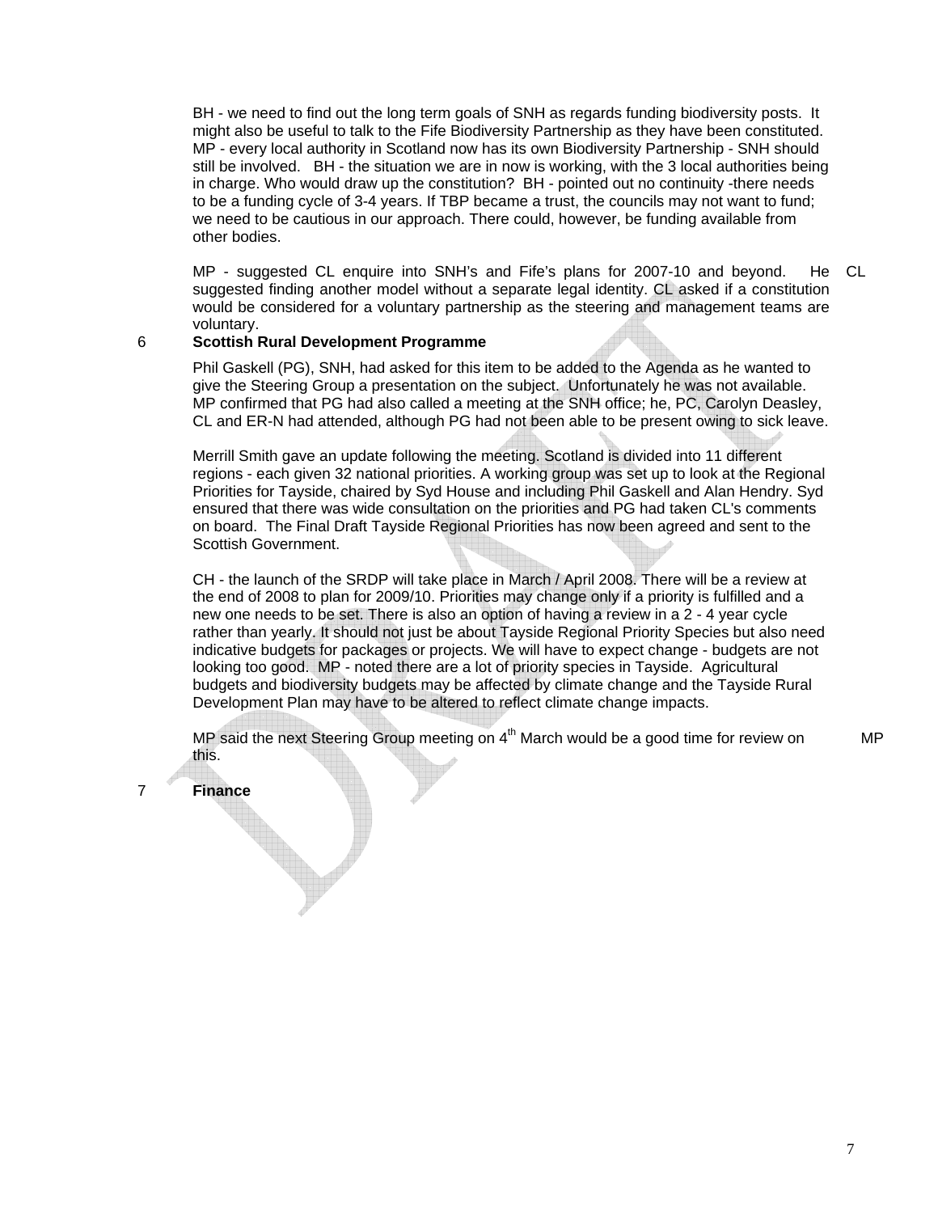BH - we need to find out the long term goals of SNH as regards funding biodiversity posts. It might also be useful to talk to the Fife Biodiversity Partnership as they have been constituted. MP - every local authority in Scotland now has its own Biodiversity Partnership - SNH should still be involved. BH - the situation we are in now is working, with the 3 local authorities being in charge. Who would draw up the constitution? BH - pointed out no continuity -there needs to be a funding cycle of 3-4 years. If TBP became a trust, the councils may not want to fund; we need to be cautious in our approach. There could, however, be funding available from other bodies.

MP - suggested CL enquire into SNH's and Fife's plans for 2007-10 and beyond. He suggested finding another model without a separate legal identity. CL asked if a constitution would be considered for a voluntary partnership as the steering and management teams are voluntary. **CL**

## 6 Scottish Rural Development Programme

Phil Gaskell (PG), SNH, had asked for this item to be added to the Agenda as he wanted to give the Steering Group a presentation on the subject. Unfortunately he was not available. MP confirmed that PG had also called a meeting at the SNH office; he, PC, Carolyn Deasley, CL and ER-N had attended, although PG had not been able to be present owing to sick leave.

Merrill Smith gave an update following the meeting. Scotland is divided into 11 different regions - each given 32 national priorities. A working group was set up to look at the Regional Priorities for Tayside, chaired by Syd House and including Phil Gaskell and Alan Hendry. Syd ensured that there was wide consultation on the priorities and PG had taken CL's comments on board. The Final Draft Tayside Regional Priorities has now been agreed and sent to the Scottish Government.

CH - the launch of the SRDP will take place in March / April 2008. There will be a review at the end of 2008 to plan for 2009/10. Priorities may change only if a priority is fulfilled and a new one needs to be set. There is also an option of having a review in a 2 - 4 year cycle rather than yearly. It should not just be about Tayside Regional Priority Species but also need indicative budgets for packages or projects. We will have to expect change - budgets are not looking too good. MP - noted there are a lot of priority species in Tayside. Agricultural budgets and biodiversity budgets may be affected by climate change and the Tayside Rural Development Plan may have to be altered to reflect climate change impacts.

MP said the next Steering Group meeting on 4th March would be a good time for review on this. **MP**

## 7 Finance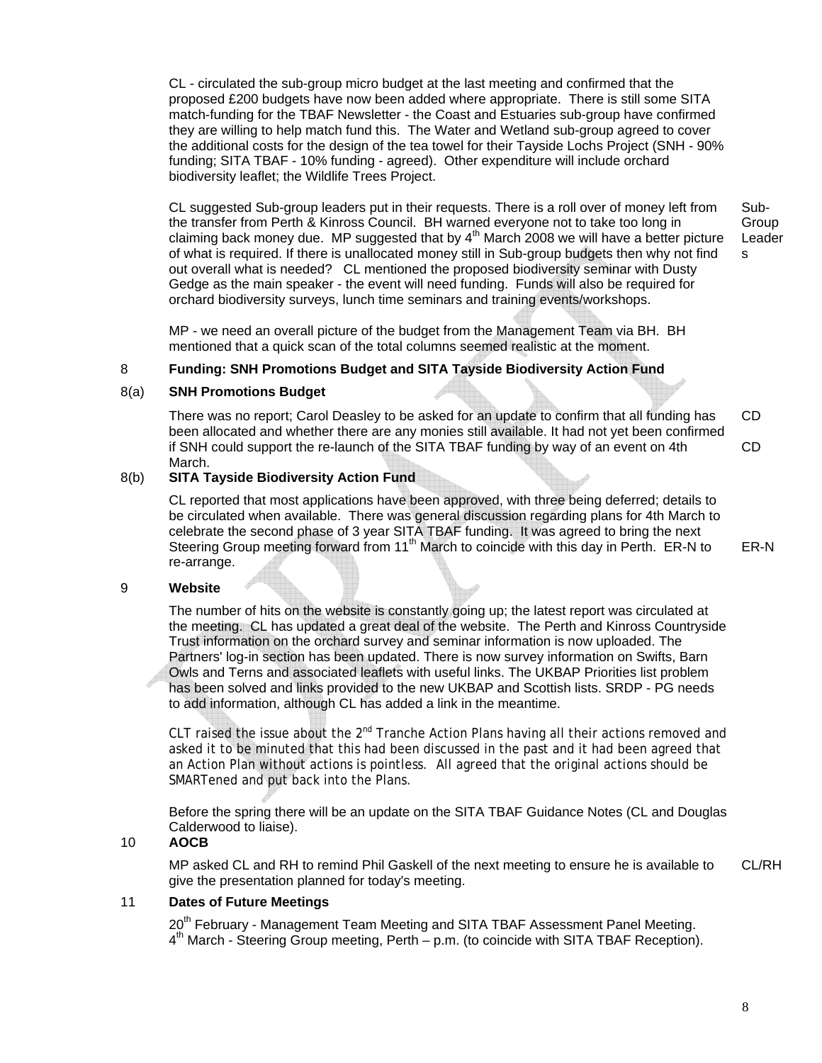CL - circulated the sub-group micro budget at the last meeting and confirmed that the proposed £200 budgets have now been added where appropriate. There is still some SITA match-funding for the TBAF Newsletter - the Coast and Estuaries sub-group have confirmed they are willing to help match fund this. The Water and Wetland sub-group agreed to cover the additional costs for the design of the tea towel for their Tayside Lochs Project (SNH - 90% funding; SITA TBAF - 10% funding - agreed). Other expenditure will include orchard biodiversity leaflet; the Wildlife Trees Project.

CL suggested Sub-group leaders put in their requests. There is a roll over of money left from the transfer from Perth & Kinross Council. BH warned everyone not to take too long in claiming back money due. MP suggested that by 4th March 2008 we will have a better picture of what is required. If there is unallocated money still in Sub-group budgets then why not find out overall what is needed? CL mentioned the proposed biodiversity seminar with Dusty Gedge as the main speaker - the event will need funding. Funds will also be required for orchard biodiversity surveys, lunch time seminars and training events/workshops. **Sub-Group Leaders**

MP - we need an overall picture of the budget from the Management Team via BH. BH mentioned that a quick scan of the total columns seemed realistic at the moment.

## 8 Funding: SNH Promotions Budget and SITA Tayside Biodiversity Action Fund

### 8(a) SNH Promotions Budget

There was no report; Carol Deasley to be asked for an update to confirm that all funding has been allocated and whether there are any monies still available. It had not yet been confirmed if SNH could support the re-launch of the SITA TBAF funding by way of an event on 4th March. **CD** **CD**

### 8(b) SITA Tayside Biodiversity Action Fund

CL reported that most applications have been approved, with three being deferred; details to be circulated when available. There was general discussion regarding plans for 4th March to celebrate the second phase of 3 year SITA TBAF funding. It was agreed to bring the next Steering Group meeting forward from 11th March to coincide with this day in Perth. ER-N to re-arrange. **ER-N**

## 9 Website

The number of hits on the website is constantly going up; the latest report was circulated at the meeting. CL has updated a great deal of the website. The Perth and Kinross Countryside Trust information on the orchard survey and seminar information is now uploaded. The Partners' log-in section has been updated. There is now survey information on Swifts, Barn Owls and Terns and associated leaflets with useful links. The UKBAP Priorities list problem has been solved and links provided to the new UKBAP and Scottish lists. SRDP - PG needs to add information, although CL has added a link in the meantime.

*CLT raised the issue about the 2nd Tranche Action Plans having all their actions removed and asked it to be minuted that this had been discussed in the past and it had been agreed that an Action Plan without actions is pointless. All agreed that the original actions should be SMARTened and put back into the Plans.*

Before the spring there will be an update on the SITA TBAF Guidance Notes (CL and Douglas Calderwood to liaise).

## 10 AOCB

MP asked CL and RH to remind Phil Gaskell of the next meeting to ensure he is available to give the presentation planned for today's meeting. **CL/RH**

## 11 Dates of Future Meetings

20th February - Management Team Meeting and SITA TBAF Assessment Panel Meeting.
4th March - Steering Group meeting, Perth – p.m. (to coincide with SITA TBAF Reception).